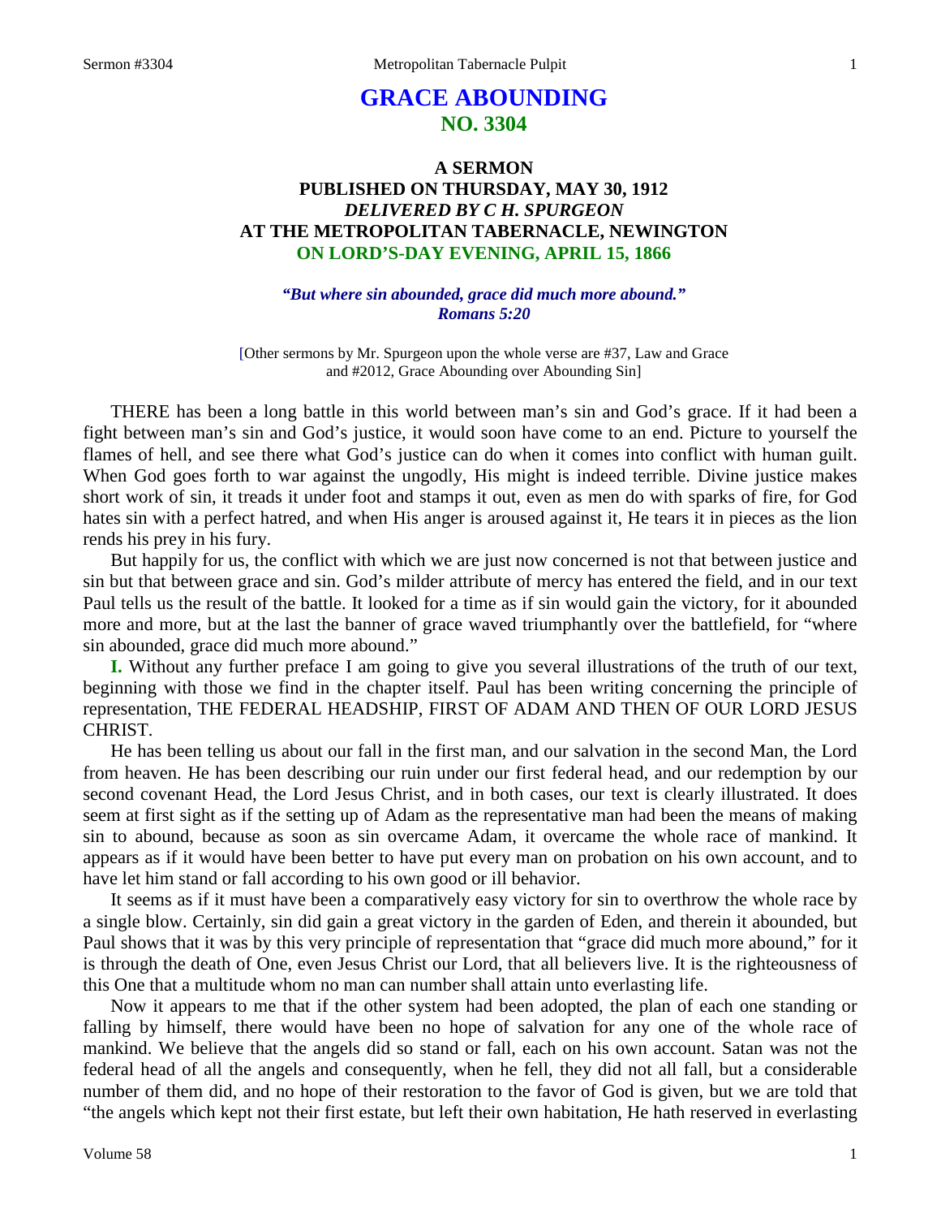# GRACE ABOUNDING
## NO. 3304

### A SERMON
### PUBLISHED ON THURSDAY, MAY 30, 1912
### *DELIVERED BY C H. SPURGEON*
### AT THE METROPOLITAN TABERNACLE, NEWINGTON
### ON LORD'S-DAY EVENING, APRIL 15, 1866

***"But where sin abounded, grace did much more abound." Romans 5:20***

[Other sermons by Mr. Spurgeon upon the whole verse are #37, Law and Grace and #2012, Grace Abounding over Abounding Sin]

THERE has been a long battle in this world between man's sin and God's grace. If it had been a fight between man's sin and God's justice, it would soon have come to an end. Picture to yourself the flames of hell, and see there what God's justice can do when it comes into conflict with human guilt. When God goes forth to war against the ungodly, His might is indeed terrible. Divine justice makes short work of sin, it treads it under foot and stamps it out, even as men do with sparks of fire, for God hates sin with a perfect hatred, and when His anger is aroused against it, He tears it in pieces as the lion rends his prey in his fury.

But happily for us, the conflict with which we are just now concerned is not that between justice and sin but that between grace and sin. God's milder attribute of mercy has entered the field, and in our text Paul tells us the result of the battle. It looked for a time as if sin would gain the victory, for it abounded more and more, but at the last the banner of grace waved triumphantly over the battlefield, for "where sin abounded, grace did much more abound."

**I.** Without any further preface I am going to give you several illustrations of the truth of our text, beginning with those we find in the chapter itself. Paul has been writing concerning the principle of representation, THE FEDERAL HEADSHIP, FIRST OF ADAM AND THEN OF OUR LORD JESUS CHRIST.

He has been telling us about our fall in the first man, and our salvation in the second Man, the Lord from heaven. He has been describing our ruin under our first federal head, and our redemption by our second covenant Head, the Lord Jesus Christ, and in both cases, our text is clearly illustrated. It does seem at first sight as if the setting up of Adam as the representative man had been the means of making sin to abound, because as soon as sin overcame Adam, it overcame the whole race of mankind. It appears as if it would have been better to have put every man on probation on his own account, and to have let him stand or fall according to his own good or ill behavior.

It seems as if it must have been a comparatively easy victory for sin to overthrow the whole race by a single blow. Certainly, sin did gain a great victory in the garden of Eden, and therein it abounded, but Paul shows that it was by this very principle of representation that "grace did much more abound," for it is through the death of One, even Jesus Christ our Lord, that all believers live. It is the righteousness of this One that a multitude whom no man can number shall attain unto everlasting life.

Now it appears to me that if the other system had been adopted, the plan of each one standing or falling by himself, there would have been no hope of salvation for any one of the whole race of mankind. We believe that the angels did so stand or fall, each on his own account. Satan was not the federal head of all the angels and consequently, when he fell, they did not all fall, but a considerable number of them did, and no hope of their restoration to the favor of God is given, but we are told that "the angels which kept not their first estate, but left their own habitation, He hath reserved in everlasting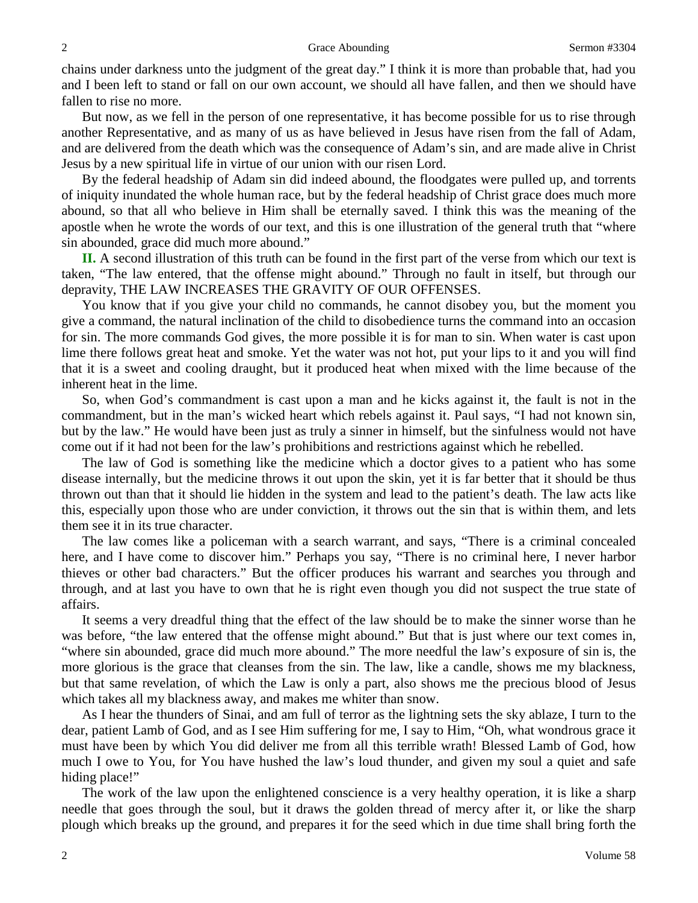chains under darkness unto the judgment of the great day." I think it is more than probable that, had you and I been left to stand or fall on our own account, we should all have fallen, and then we should have fallen to rise no more.

But now, as we fell in the person of one representative, it has become possible for us to rise through another Representative, and as many of us as have believed in Jesus have risen from the fall of Adam, and are delivered from the death which was the consequence of Adam's sin, and are made alive in Christ Jesus by a new spiritual life in virtue of our union with our risen Lord.

By the federal headship of Adam sin did indeed abound, the floodgates were pulled up, and torrents of iniquity inundated the whole human race, but by the federal headship of Christ grace does much more abound, so that all who believe in Him shall be eternally saved. I think this was the meaning of the apostle when he wrote the words of our text, and this is one illustration of the general truth that "where sin abounded, grace did much more abound."

**II.** A second illustration of this truth can be found in the first part of the verse from which our text is taken, "The law entered, that the offense might abound." Through no fault in itself, but through our depravity, THE LAW INCREASES THE GRAVITY OF OUR OFFENSES.

You know that if you give your child no commands, he cannot disobey you, but the moment you give a command, the natural inclination of the child to disobedience turns the command into an occasion for sin. The more commands God gives, the more possible it is for man to sin. When water is cast upon lime there follows great heat and smoke. Yet the water was not hot, put your lips to it and you will find that it is a sweet and cooling draught, but it produced heat when mixed with the lime because of the inherent heat in the lime.

So, when God's commandment is cast upon a man and he kicks against it, the fault is not in the commandment, but in the man's wicked heart which rebels against it. Paul says, "I had not known sin, but by the law." He would have been just as truly a sinner in himself, but the sinfulness would not have come out if it had not been for the law's prohibitions and restrictions against which he rebelled.

The law of God is something like the medicine which a doctor gives to a patient who has some disease internally, but the medicine throws it out upon the skin, yet it is far better that it should be thus thrown out than that it should lie hidden in the system and lead to the patient's death. The law acts like this, especially upon those who are under conviction, it throws out the sin that is within them, and lets them see it in its true character.

The law comes like a policeman with a search warrant, and says, "There is a criminal concealed here, and I have come to discover him." Perhaps you say, "There is no criminal here, I never harbor thieves or other bad characters." But the officer produces his warrant and searches you through and through, and at last you have to own that he is right even though you did not suspect the true state of affairs.

It seems a very dreadful thing that the effect of the law should be to make the sinner worse than he was before, "the law entered that the offense might abound." But that is just where our text comes in, "where sin abounded, grace did much more abound." The more needful the law's exposure of sin is, the more glorious is the grace that cleanses from the sin. The law, like a candle, shows me my blackness, but that same revelation, of which the Law is only a part, also shows me the precious blood of Jesus which takes all my blackness away, and makes me whiter than snow.

As I hear the thunders of Sinai, and am full of terror as the lightning sets the sky ablaze, I turn to the dear, patient Lamb of God, and as I see Him suffering for me, I say to Him, "Oh, what wondrous grace it must have been by which You did deliver me from all this terrible wrath! Blessed Lamb of God, how much I owe to You, for You have hushed the law's loud thunder, and given my soul a quiet and safe hiding place!"

The work of the law upon the enlightened conscience is a very healthy operation, it is like a sharp needle that goes through the soul, but it draws the golden thread of mercy after it, or like the sharp plough which breaks up the ground, and prepares it for the seed which in due time shall bring forth the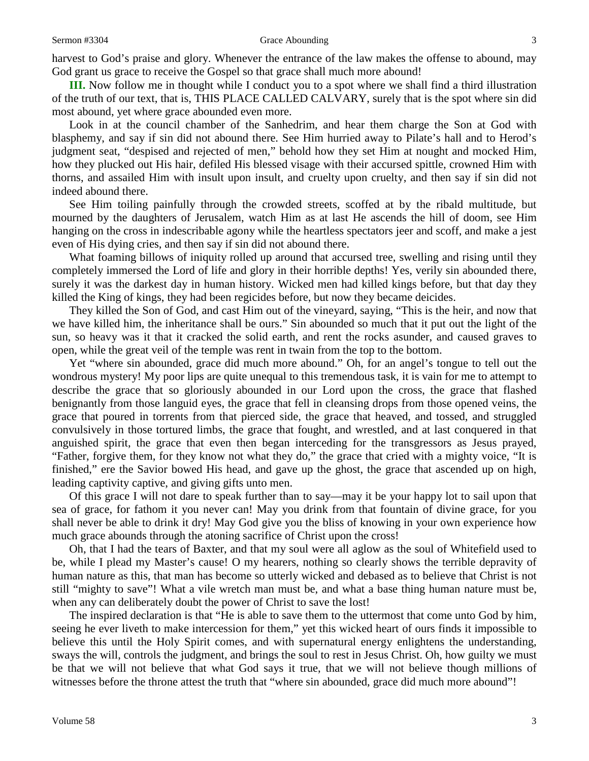harvest to God's praise and glory. Whenever the entrance of the law makes the offense to abound, may God grant us grace to receive the Gospel so that grace shall much more abound!

**III.** Now follow me in thought while I conduct you to a spot where we shall find a third illustration of the truth of our text, that is, THIS PLACE CALLED CALVARY, surely that is the spot where sin did most abound, yet where grace abounded even more.

Look in at the council chamber of the Sanhedrim, and hear them charge the Son at God with blasphemy, and say if sin did not abound there. See Him hurried away to Pilate's hall and to Herod's judgment seat, "despised and rejected of men," behold how they set Him at nought and mocked Him, how they plucked out His hair, defiled His blessed visage with their accursed spittle, crowned Him with thorns, and assailed Him with insult upon insult, and cruelty upon cruelty, and then say if sin did not indeed abound there.

See Him toiling painfully through the crowded streets, scoffed at by the ribald multitude, but mourned by the daughters of Jerusalem, watch Him as at last He ascends the hill of doom, see Him hanging on the cross in indescribable agony while the heartless spectators jeer and scoff, and make a jest even of His dying cries, and then say if sin did not abound there.

What foaming billows of iniquity rolled up around that accursed tree, swelling and rising until they completely immersed the Lord of life and glory in their horrible depths! Yes, verily sin abounded there, surely it was the darkest day in human history. Wicked men had killed kings before, but that day they killed the King of kings, they had been regicides before, but now they became deicides.

They killed the Son of God, and cast Him out of the vineyard, saying, "This is the heir, and now that we have killed him, the inheritance shall be ours." Sin abounded so much that it put out the light of the sun, so heavy was it that it cracked the solid earth, and rent the rocks asunder, and caused graves to open, while the great veil of the temple was rent in twain from the top to the bottom.

Yet "where sin abounded, grace did much more abound." Oh, for an angel's tongue to tell out the wondrous mystery! My poor lips are quite unequal to this tremendous task, it is vain for me to attempt to describe the grace that so gloriously abounded in our Lord upon the cross, the grace that flashed benignantly from those languid eyes, the grace that fell in cleansing drops from those opened veins, the grace that poured in torrents from that pierced side, the grace that heaved, and tossed, and struggled convulsively in those tortured limbs, the grace that fought, and wrestled, and at last conquered in that anguished spirit, the grace that even then began interceding for the transgressors as Jesus prayed, "Father, forgive them, for they know not what they do," the grace that cried with a mighty voice, "It is finished," ere the Savior bowed His head, and gave up the ghost, the grace that ascended up on high, leading captivity captive, and giving gifts unto men.

Of this grace I will not dare to speak further than to say—may it be your happy lot to sail upon that sea of grace, for fathom it you never can! May you drink from that fountain of divine grace, for you shall never be able to drink it dry! May God give you the bliss of knowing in your own experience how much grace abounds through the atoning sacrifice of Christ upon the cross!

Oh, that I had the tears of Baxter, and that my soul were all aglow as the soul of Whitefield used to be, while I plead my Master's cause! O my hearers, nothing so clearly shows the terrible depravity of human nature as this, that man has become so utterly wicked and debased as to believe that Christ is not still "mighty to save"! What a vile wretch man must be, and what a base thing human nature must be, when any can deliberately doubt the power of Christ to save the lost!

The inspired declaration is that "He is able to save them to the uttermost that come unto God by him, seeing he ever liveth to make intercession for them," yet this wicked heart of ours finds it impossible to believe this until the Holy Spirit comes, and with supernatural energy enlightens the understanding, sways the will, controls the judgment, and brings the soul to rest in Jesus Christ. Oh, how guilty we must be that we will not believe that what God says it true, that we will not believe though millions of witnesses before the throne attest the truth that "where sin abounded, grace did much more abound"!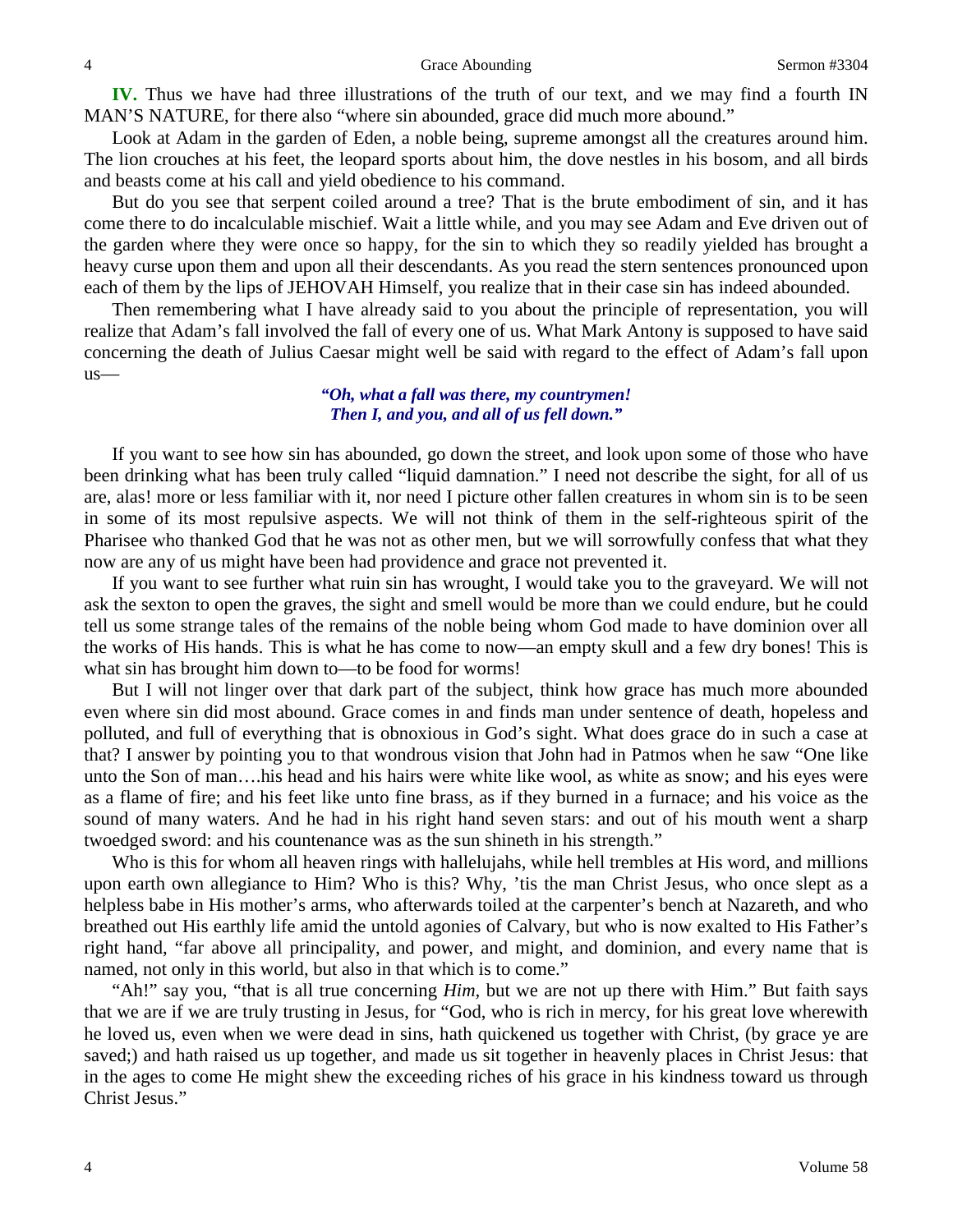**IV.** Thus we have had three illustrations of the truth of our text, and we may find a fourth IN MAN'S NATURE, for there also "where sin abounded, grace did much more abound."

Look at Adam in the garden of Eden, a noble being, supreme amongst all the creatures around him. The lion crouches at his feet, the leopard sports about him, the dove nestles in his bosom, and all birds and beasts come at his call and yield obedience to his command.

But do you see that serpent coiled around a tree? That is the brute embodiment of sin, and it has come there to do incalculable mischief. Wait a little while, and you may see Adam and Eve driven out of the garden where they were once so happy, for the sin to which they so readily yielded has brought a heavy curse upon them and upon all their descendants. As you read the stern sentences pronounced upon each of them by the lips of JEHOVAH Himself, you realize that in their case sin has indeed abounded.

Then remembering what I have already said to you about the principle of representation, you will realize that Adam's fall involved the fall of every one of us. What Mark Antony is supposed to have said concerning the death of Julius Caesar might well be said with regard to the effect of Adam's fall upon us—

*"Oh, what a fall was there, my countrymen!*
*Then I, and you, and all of us fell down."*

If you want to see how sin has abounded, go down the street, and look upon some of those who have been drinking what has been truly called "liquid damnation." I need not describe the sight, for all of us are, alas! more or less familiar with it, nor need I picture other fallen creatures in whom sin is to be seen in some of its most repulsive aspects. We will not think of them in the self-righteous spirit of the Pharisee who thanked God that he was not as other men, but we will sorrowfully confess that what they now are any of us might have been had providence and grace not prevented it.

If you want to see further what ruin sin has wrought, I would take you to the graveyard. We will not ask the sexton to open the graves, the sight and smell would be more than we could endure, but he could tell us some strange tales of the remains of the noble being whom God made to have dominion over all the works of His hands. This is what he has come to now—an empty skull and a few dry bones! This is what sin has brought him down to—to be food for worms!

But I will not linger over that dark part of the subject, think how grace has much more abounded even where sin did most abound. Grace comes in and finds man under sentence of death, hopeless and polluted, and full of everything that is obnoxious in God's sight. What does grace do in such a case at that? I answer by pointing you to that wondrous vision that John had in Patmos when he saw "One like unto the Son of man….his head and his hairs were white like wool, as white as snow; and his eyes were as a flame of fire; and his feet like unto fine brass, as if they burned in a furnace; and his voice as the sound of many waters. And he had in his right hand seven stars: and out of his mouth went a sharp twoedged sword: and his countenance was as the sun shineth in his strength."

Who is this for whom all heaven rings with hallelujahs, while hell trembles at His word, and millions upon earth own allegiance to Him? Who is this? Why, 'tis the man Christ Jesus, who once slept as a helpless babe in His mother's arms, who afterwards toiled at the carpenter's bench at Nazareth, and who breathed out His earthly life amid the untold agonies of Calvary, but who is now exalted to His Father's right hand, "far above all principality, and power, and might, and dominion, and every name that is named, not only in this world, but also in that which is to come."

"Ah!" say you, "that is all true concerning *Him,* but we are not up there with Him." But faith says that we are if we are truly trusting in Jesus, for "God, who is rich in mercy, for his great love wherewith he loved us, even when we were dead in sins, hath quickened us together with Christ, (by grace ye are saved;) and hath raised us up together, and made us sit together in heavenly places in Christ Jesus: that in the ages to come He might shew the exceeding riches of his grace in his kindness toward us through Christ Jesus."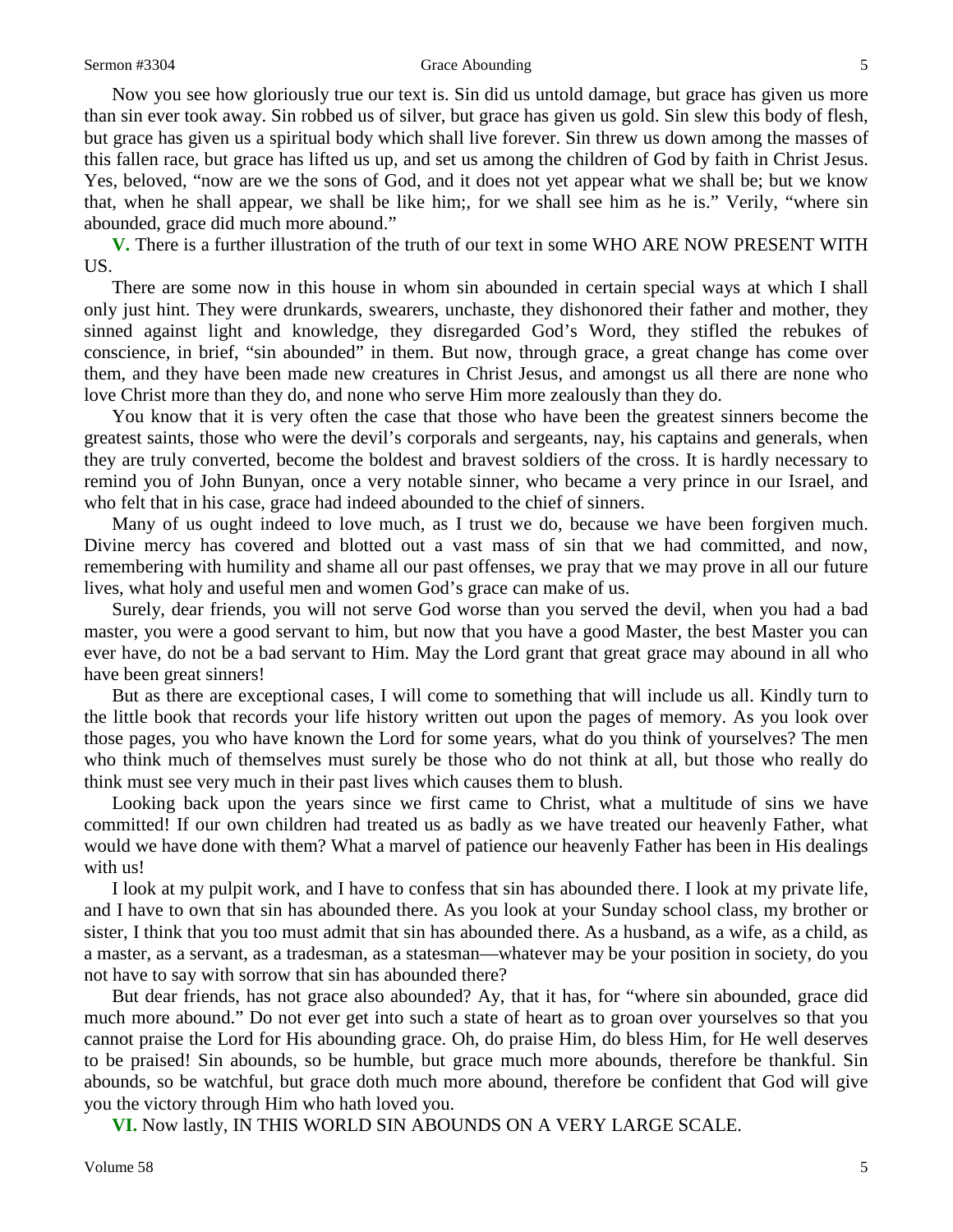Now you see how gloriously true our text is. Sin did us untold damage, but grace has given us more than sin ever took away. Sin robbed us of silver, but grace has given us gold. Sin slew this body of flesh, but grace has given us a spiritual body which shall live forever. Sin threw us down among the masses of this fallen race, but grace has lifted us up, and set us among the children of God by faith in Christ Jesus. Yes, beloved, "now are we the sons of God, and it does not yet appear what we shall be; but we know that, when he shall appear, we shall be like him;, for we shall see him as he is." Verily, "where sin abounded, grace did much more abound."

**V.** There is a further illustration of the truth of our text in some WHO ARE NOW PRESENT WITH US.

There are some now in this house in whom sin abounded in certain special ways at which I shall only just hint. They were drunkards, swearers, unchaste, they dishonored their father and mother, they sinned against light and knowledge, they disregarded God's Word, they stifled the rebukes of conscience, in brief, "sin abounded" in them. But now, through grace, a great change has come over them, and they have been made new creatures in Christ Jesus, and amongst us all there are none who love Christ more than they do, and none who serve Him more zealously than they do.

You know that it is very often the case that those who have been the greatest sinners become the greatest saints, those who were the devil's corporals and sergeants, nay, his captains and generals, when they are truly converted, become the boldest and bravest soldiers of the cross. It is hardly necessary to remind you of John Bunyan, once a very notable sinner, who became a very prince in our Israel, and who felt that in his case, grace had indeed abounded to the chief of sinners.

Many of us ought indeed to love much, as I trust we do, because we have been forgiven much. Divine mercy has covered and blotted out a vast mass of sin that we had committed, and now, remembering with humility and shame all our past offenses, we pray that we may prove in all our future lives, what holy and useful men and women God's grace can make of us.

Surely, dear friends, you will not serve God worse than you served the devil, when you had a bad master, you were a good servant to him, but now that you have a good Master, the best Master you can ever have, do not be a bad servant to Him. May the Lord grant that great grace may abound in all who have been great sinners!

But as there are exceptional cases, I will come to something that will include us all. Kindly turn to the little book that records your life history written out upon the pages of memory. As you look over those pages, you who have known the Lord for some years, what do you think of yourselves? The men who think much of themselves must surely be those who do not think at all, but those who really do think must see very much in their past lives which causes them to blush.

Looking back upon the years since we first came to Christ, what a multitude of sins we have committed! If our own children had treated us as badly as we have treated our heavenly Father, what would we have done with them? What a marvel of patience our heavenly Father has been in His dealings with us!

I look at my pulpit work, and I have to confess that sin has abounded there. I look at my private life, and I have to own that sin has abounded there. As you look at your Sunday school class, my brother or sister, I think that you too must admit that sin has abounded there. As a husband, as a wife, as a child, as a master, as a servant, as a tradesman, as a statesman—whatever may be your position in society, do you not have to say with sorrow that sin has abounded there?

But dear friends, has not grace also abounded? Ay, that it has, for "where sin abounded, grace did much more abound." Do not ever get into such a state of heart as to groan over yourselves so that you cannot praise the Lord for His abounding grace. Oh, do praise Him, do bless Him, for He well deserves to be praised! Sin abounds, so be humble, but grace much more abounds, therefore be thankful. Sin abounds, so be watchful, but grace doth much more abound, therefore be confident that God will give you the victory through Him who hath loved you.

**VI.** Now lastly, IN THIS WORLD SIN ABOUNDS ON A VERY LARGE SCALE.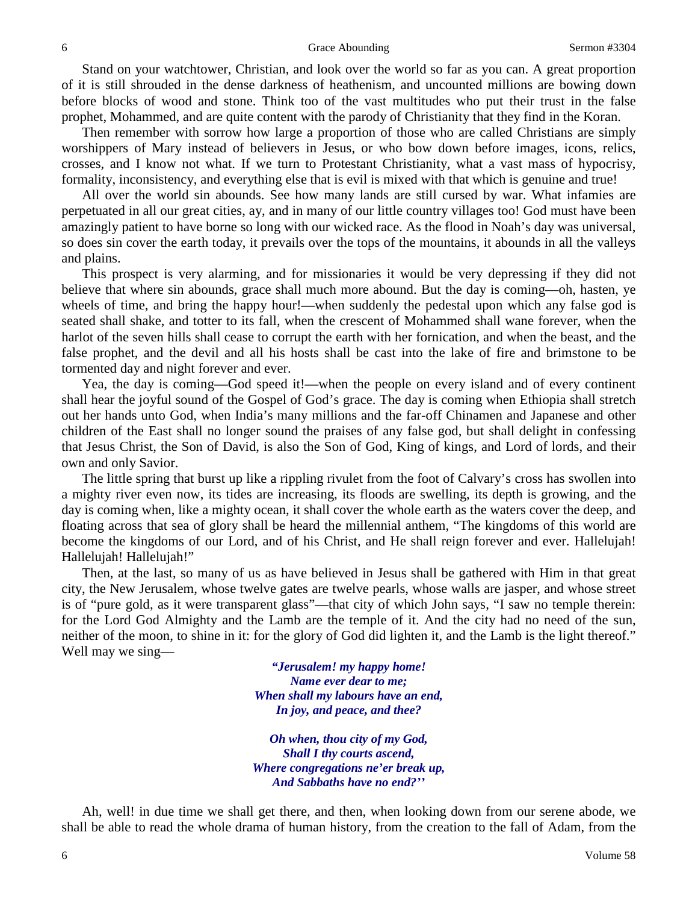Stand on your watchtower, Christian, and look over the world so far as you can. A great proportion of it is still shrouded in the dense darkness of heathenism, and uncounted millions are bowing down before blocks of wood and stone. Think too of the vast multitudes who put their trust in the false prophet, Mohammed, and are quite content with the parody of Christianity that they find in the Koran.

Then remember with sorrow how large a proportion of those who are called Christians are simply worshippers of Mary instead of believers in Jesus, or who bow down before images, icons, relics, crosses, and I know not what. If we turn to Protestant Christianity, what a vast mass of hypocrisy, formality, inconsistency, and everything else that is evil is mixed with that which is genuine and true!

All over the world sin abounds. See how many lands are still cursed by war. What infamies are perpetuated in all our great cities, ay, and in many of our little country villages too! God must have been amazingly patient to have borne so long with our wicked race. As the flood in Noah's day was universal, so does sin cover the earth today, it prevails over the tops of the mountains, it abounds in all the valleys and plains.

This prospect is very alarming, and for missionaries it would be very depressing if they did not believe that where sin abounds, grace shall much more abound. But the day is coming—oh, hasten, ye wheels of time, and bring the happy hour!—when suddenly the pedestal upon which any false god is seated shall shake, and totter to its fall, when the crescent of Mohammed shall wane forever, when the harlot of the seven hills shall cease to corrupt the earth with her fornication, and when the beast, and the false prophet, and the devil and all his hosts shall be cast into the lake of fire and brimstone to be tormented day and night forever and ever.

Yea, the day is coming—God speed it!—when the people on every island and of every continent shall hear the joyful sound of the Gospel of God's grace. The day is coming when Ethiopia shall stretch out her hands unto God, when India's many millions and the far-off Chinamen and Japanese and other children of the East shall no longer sound the praises of any false god, but shall delight in confessing that Jesus Christ, the Son of David, is also the Son of God, King of kings, and Lord of lords, and their own and only Savior.

The little spring that burst up like a rippling rivulet from the foot of Calvary's cross has swollen into a mighty river even now, its tides are increasing, its floods are swelling, its depth is growing, and the day is coming when, like a mighty ocean, it shall cover the whole earth as the waters cover the deep, and floating across that sea of glory shall be heard the millennial anthem, "The kingdoms of this world are become the kingdoms of our Lord, and of his Christ, and He shall reign forever and ever. Hallelujah! Hallelujah! Hallelujah!"

Then, at the last, so many of us as have believed in Jesus shall be gathered with Him in that great city, the New Jerusalem, whose twelve gates are twelve pearls, whose walls are jasper, and whose street is of "pure gold, as it were transparent glass"—that city of which John says, "I saw no temple therein: for the Lord God Almighty and the Lamb are the temple of it. And the city had no need of the sun, neither of the moon, to shine in it: for the glory of God did lighten it, and the Lamb is the light thereof." Well may we sing—

> ***"Jerusalem! my happy home!***
> ***Name ever dear to me;***
> ***When shall my labours have an end,***
> ***In joy, and peace, and thee?***
>
> ***Oh when, thou city of my God,***
> ***Shall I thy courts ascend,***
> ***Where congregations ne'er break up,***
> ***And Sabbaths have no end?"***

Ah, well! in due time we shall get there, and then, when looking down from our serene abode, we shall be able to read the whole drama of human history, from the creation to the fall of Adam, from the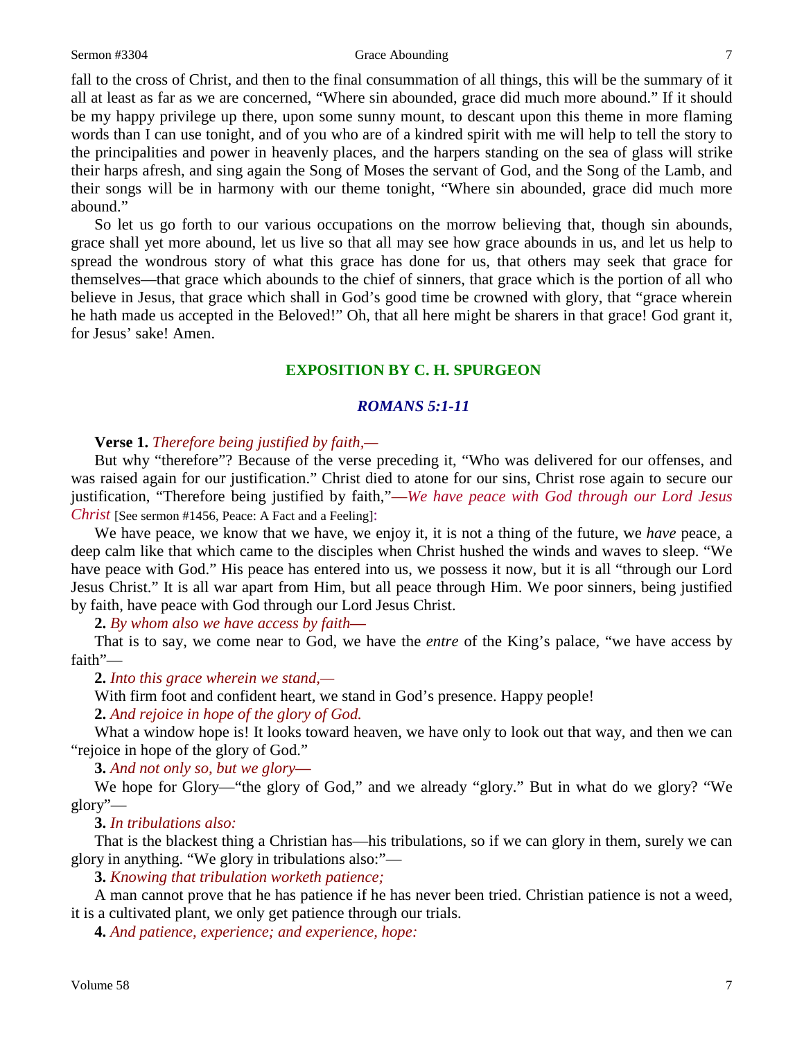fall to the cross of Christ, and then to the final consummation of all things, this will be the summary of it all at least as far as we are concerned, "Where sin abounded, grace did much more abound." If it should be my happy privilege up there, upon some sunny mount, to descant upon this theme in more flaming words than I can use tonight, and of you who are of a kindred spirit with me will help to tell the story to the principalities and power in heavenly places, and the harpers standing on the sea of glass will strike their harps afresh, and sing again the Song of Moses the servant of God, and the Song of the Lamb, and their songs will be in harmony with our theme tonight, "Where sin abounded, grace did much more abound."

So let us go forth to our various occupations on the morrow believing that, though sin abounds, grace shall yet more abound, let us live so that all may see how grace abounds in us, and let us help to spread the wondrous story of what this grace has done for us, that others may seek that grace for themselves—that grace which abounds to the chief of sinners, that grace which is the portion of all who believe in Jesus, that grace which shall in God's good time be crowned with glory, that "grace wherein he hath made us accepted in the Beloved!" Oh, that all here might be sharers in that grace! God grant it, for Jesus' sake! Amen.

## EXPOSITION BY C. H. SPURGEON

### *ROMANS 5:1-11*

**Verse 1.** *Therefore being justified by faith,—*

But why "therefore"? Because of the verse preceding it, "Who was delivered for our offenses, and was raised again for our justification." Christ died to atone for our sins, Christ rose again to secure our justification, "Therefore being justified by faith,"*—We have peace with God through our Lord Jesus Christ* [See sermon #1456, Peace: A Fact and a Feeling]:

We have peace, we know that we have, we enjoy it, it is not a thing of the future, we *have* peace, a deep calm like that which came to the disciples when Christ hushed the winds and waves to sleep. "We have peace with God." His peace has entered into us, we possess it now, but it is all "through our Lord Jesus Christ." It is all war apart from Him, but all peace through Him. We poor sinners, being justified by faith, have peace with God through our Lord Jesus Christ.

**2.** *By whom also we have access by faith—*

That is to say, we come near to God, we have the *entre* of the King's palace, "we have access by faith"—

**2.** *Into this grace wherein we stand,—*

With firm foot and confident heart, we stand in God's presence. Happy people!

**2.** *And rejoice in hope of the glory of God.*

What a window hope is! It looks toward heaven, we have only to look out that way, and then we can "rejoice in hope of the glory of God."

**3.** *And not only so, but we glory—*

We hope for Glory—"the glory of God," and we already "glory." But in what do we glory? "We glory"—

**3.** *In tribulations also:*

That is the blackest thing a Christian has—his tribulations, so if we can glory in them, surely we can glory in anything. "We glory in tribulations also:"—

**3.** *Knowing that tribulation worketh patience;*

A man cannot prove that he has patience if he has never been tried. Christian patience is not a weed, it is a cultivated plant, we only get patience through our trials.

**4.** *And patience, experience; and experience, hope:*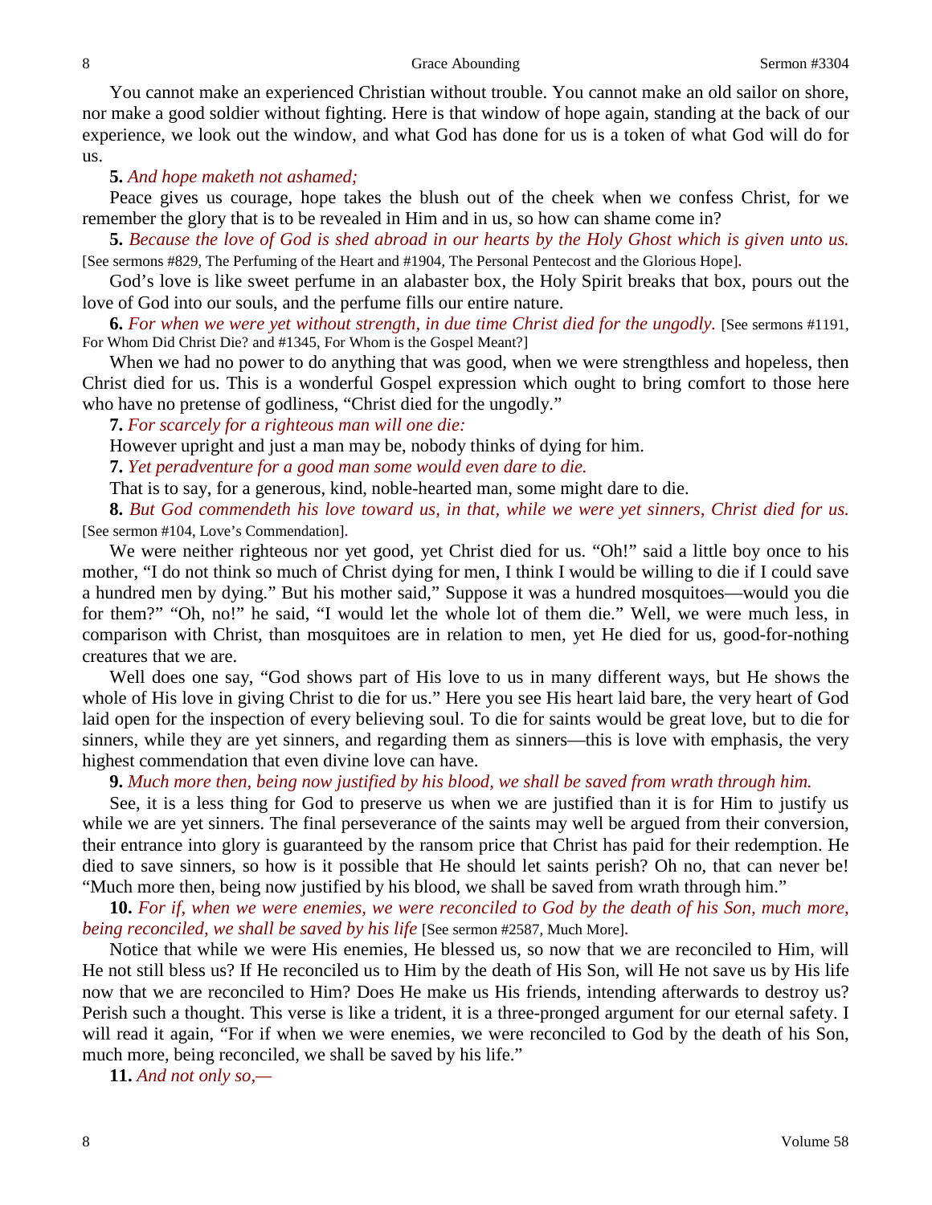You cannot make an experienced Christian without trouble. You cannot make an old sailor on shore, nor make a good soldier without fighting. Here is that window of hope again, standing at the back of our experience, we look out the window, and what God has done for us is a token of what God will do for us.

**5.** *And hope maketh not ashamed;*

Peace gives us courage, hope takes the blush out of the cheek when we confess Christ, for we remember the glory that is to be revealed in Him and in us, so how can shame come in?

**5.** *Because the love of God is shed abroad in our hearts by the Holy Ghost which is given unto us.* [See sermons #829, The Perfuming of the Heart and #1904, The Personal Pentecost and the Glorious Hope].

God's love is like sweet perfume in an alabaster box, the Holy Spirit breaks that box, pours out the love of God into our souls, and the perfume fills our entire nature.

**6.** *For when we were yet without strength, in due time Christ died for the ungodly.* [See sermons #1191, For Whom Did Christ Die? and #1345, For Whom is the Gospel Meant?]

When we had no power to do anything that was good, when we were strengthless and hopeless, then Christ died for us. This is a wonderful Gospel expression which ought to bring comfort to those here who have no pretense of godliness, "Christ died for the ungodly."

**7.** *For scarcely for a righteous man will one die:*

However upright and just a man may be, nobody thinks of dying for him.

**7.** *Yet peradventure for a good man some would even dare to die.*

That is to say, for a generous, kind, noble-hearted man, some might dare to die.

**8.** *But God commendeth his love toward us, in that, while we were yet sinners, Christ died for us.* [See sermon #104, Love's Commendation].

We were neither righteous nor yet good, yet Christ died for us. "Oh!" said a little boy once to his mother, "I do not think so much of Christ dying for men, I think I would be willing to die if I could save a hundred men by dying." But his mother said," Suppose it was a hundred mosquitoes—would you die for them?" "Oh, no!" he said, "I would let the whole lot of them die." Well, we were much less, in comparison with Christ, than mosquitoes are in relation to men, yet He died for us, good-for-nothing creatures that we are.

Well does one say, "God shows part of His love to us in many different ways, but He shows the whole of His love in giving Christ to die for us." Here you see His heart laid bare, the very heart of God laid open for the inspection of every believing soul. To die for saints would be great love, but to die for sinners, while they are yet sinners, and regarding them as sinners—this is love with emphasis, the very highest commendation that even divine love can have.

**9.** *Much more then, being now justified by his blood, we shall be saved from wrath through him.*

See, it is a less thing for God to preserve us when we are justified than it is for Him to justify us while we are yet sinners. The final perseverance of the saints may well be argued from their conversion, their entrance into glory is guaranteed by the ransom price that Christ has paid for their redemption. He died to save sinners, so how is it possible that He should let saints perish? Oh no, that can never be! "Much more then, being now justified by his blood, we shall be saved from wrath through him."

**10.** *For if, when we were enemies, we were reconciled to God by the death of his Son, much more, being reconciled, we shall be saved by his life* [See sermon #2587, Much More].

Notice that while we were His enemies, He blessed us, so now that we are reconciled to Him, will He not still bless us? If He reconciled us to Him by the death of His Son, will He not save us by His life now that we are reconciled to Him? Does He make us His friends, intending afterwards to destroy us? Perish such a thought. This verse is like a trident, it is a three-pronged argument for our eternal safety. I will read it again, "For if when we were enemies, we were reconciled to God by the death of his Son, much more, being reconciled, we shall be saved by his life."

**11.** *And not only so,—*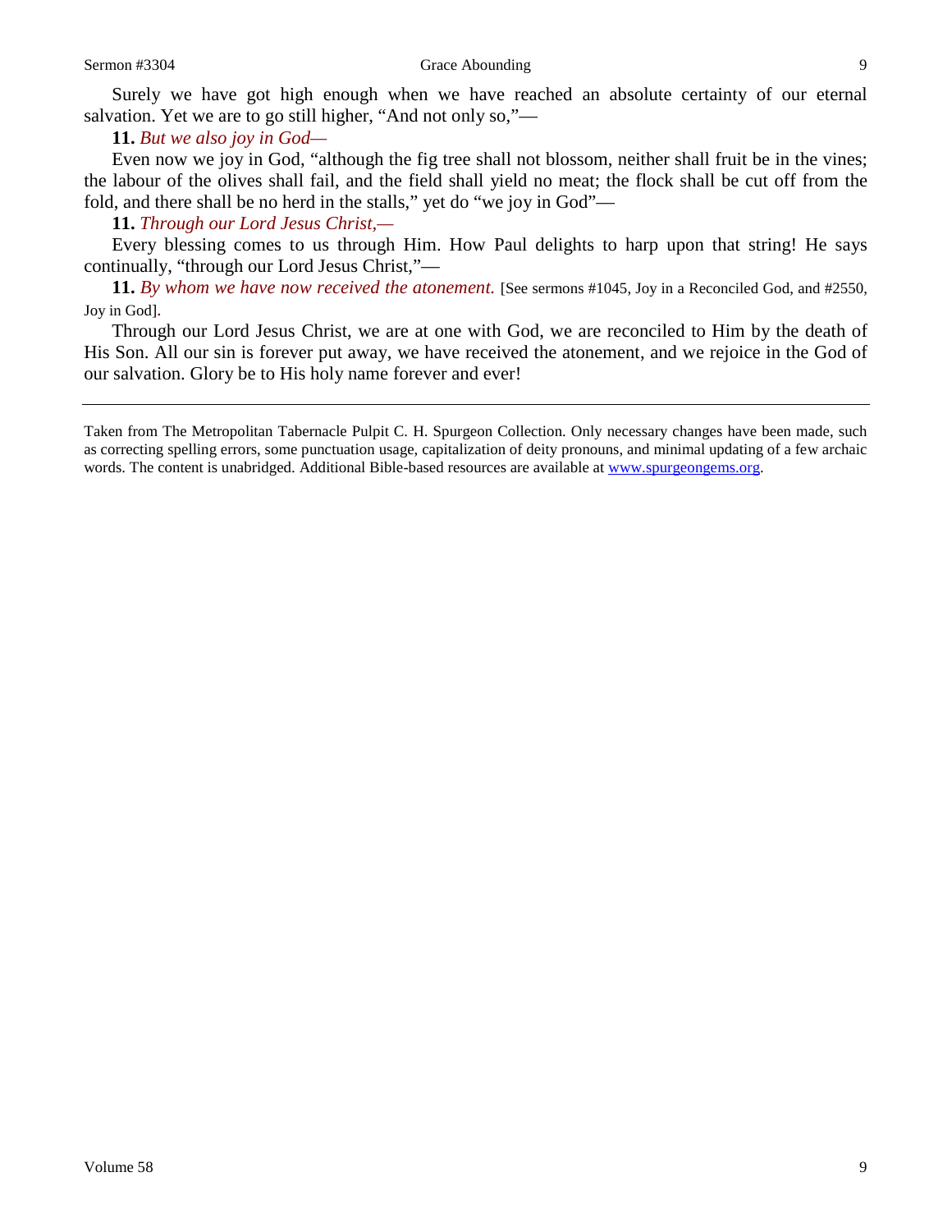Surely we have got high enough when we have reached an absolute certainty of our eternal salvation. Yet we are to go still higher, "And not only so,"—

**11.** *But we also joy in God—*

Even now we joy in God, "although the fig tree shall not blossom, neither shall fruit be in the vines; the labour of the olives shall fail, and the field shall yield no meat; the flock shall be cut off from the fold, and there shall be no herd in the stalls," yet do "we joy in God"—

**11.** *Through our Lord Jesus Christ,—*

Every blessing comes to us through Him. How Paul delights to harp upon that string! He says continually, "through our Lord Jesus Christ,"—

**11.** *By whom we have now received the atonement.* [See sermons #1045, Joy in a Reconciled God, and #2550, Joy in God].

Through our Lord Jesus Christ, we are at one with God, we are reconciled to Him by the death of His Son. All our sin is forever put away, we have received the atonement, and we rejoice in the God of our salvation. Glory be to His holy name forever and ever!

---

Taken from The Metropolitan Tabernacle Pulpit C. H. Spurgeon Collection. Only necessary changes have been made, such as correcting spelling errors, some punctuation usage, capitalization of deity pronouns, and minimal updating of a few archaic words. The content is unabridged. Additional Bible-based resources are available at www.spurgeongems.org.